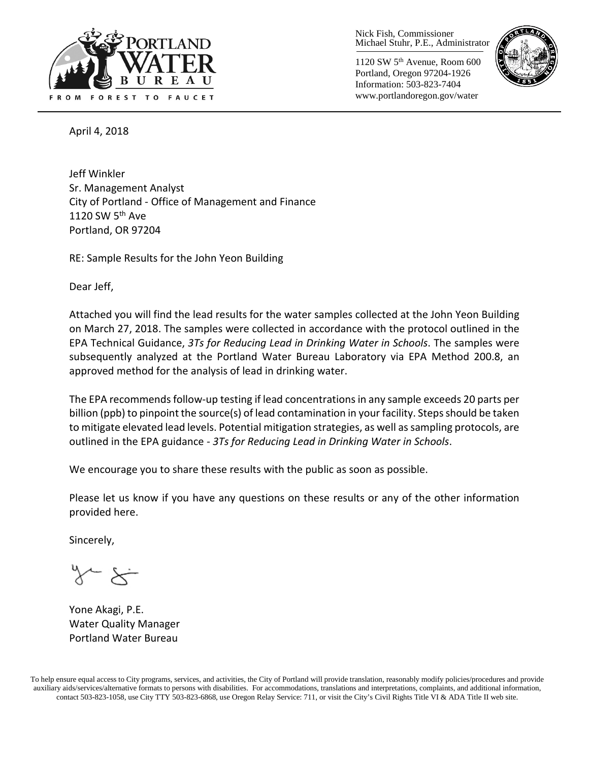PORTLAND WATER BUREAU
FROM FOREST TO FAUCET

Nick Fish, Commissioner
Michael Stuhr, P.E., Administrator

1120 SW 5th Avenue, Room 600
Portland, Oregon 97204-1926
Information: 503-823-7404
www.portlandoregon.gov/water

April 4, 2018

Jeff Winkler
Sr. Management Analyst
City of Portland - Office of Management and Finance
1120 SW 5th Ave
Portland, OR 97204

RE: Sample Results for the John Yeon Building

Dear Jeff,

Attached you will find the lead results for the water samples collected at the John Yeon Building on March 27, 2018. The samples were collected in accordance with the protocol outlined in the EPA Technical Guidance, *3Ts for Reducing Lead in Drinking Water in Schools*. The samples were subsequently analyzed at the Portland Water Bureau Laboratory via EPA Method 200.8, an approved method for the analysis of lead in drinking water.

The EPA recommends follow-up testing if lead concentrations in any sample exceeds 20 parts per billion (ppb) to pinpoint the source(s) of lead contamination in your facility. Steps should be taken to mitigate elevated lead levels. Potential mitigation strategies, as well as sampling protocols, are outlined in the EPA guidance - *3Ts for Reducing Lead in Drinking Water in Schools*.

We encourage you to share these results with the public as soon as possible.

Please let us know if you have any questions on these results or any of the other information provided here.

Sincerely,

Yone Akagi, P.E.
Water Quality Manager
Portland Water Bureau

To help ensure equal access to City programs, services, and activities, the City of Portland will provide translation, reasonably modify policies/procedures and provide auxiliary aids/services/alternative formats to persons with disabilities. For accommodations, translations and interpretations, complaints, and additional information, contact 503-823-1058, use City TTY 503-823-6868, use Oregon Relay Service: 711, or visit the City's Civil Rights Title VI & ADA Title II web site.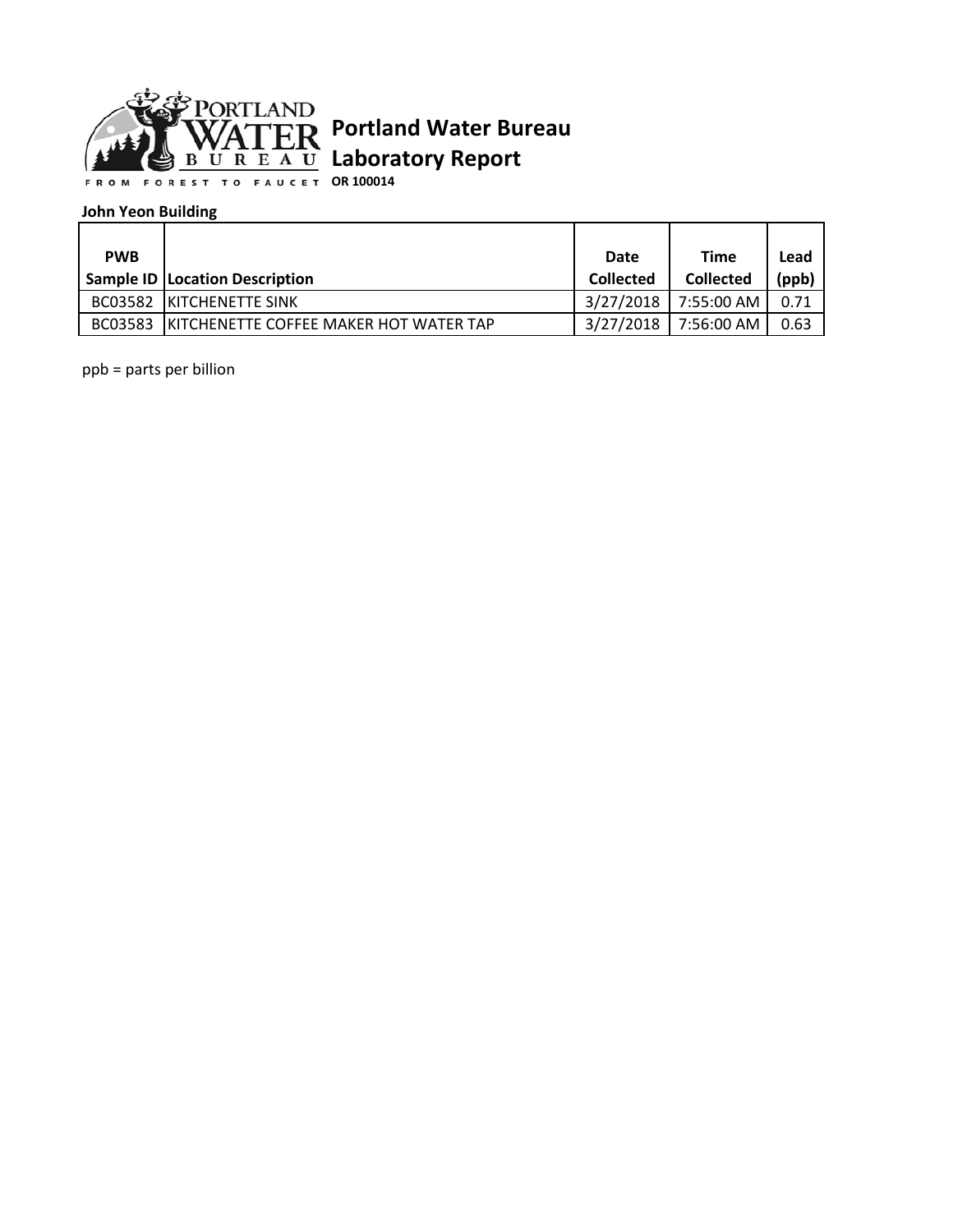# Portland Water Bureau

## Laboratory Report

**OR 100014**

**John Yeon Building**

| PWB Sample ID | Location Description | Date Collected | Time Collected | Lead (ppb) |
|---|---|---|---|---|
| BC03582 | KITCHENETTE SINK | 3/27/2018 | 7:55:00 AM | 0.71 |
| BC03583 | KITCHENETTE COFFEE MAKER HOT WATER TAP | 3/27/2018 | 7:56:00 AM | 0.63 |

ppb = parts per billion